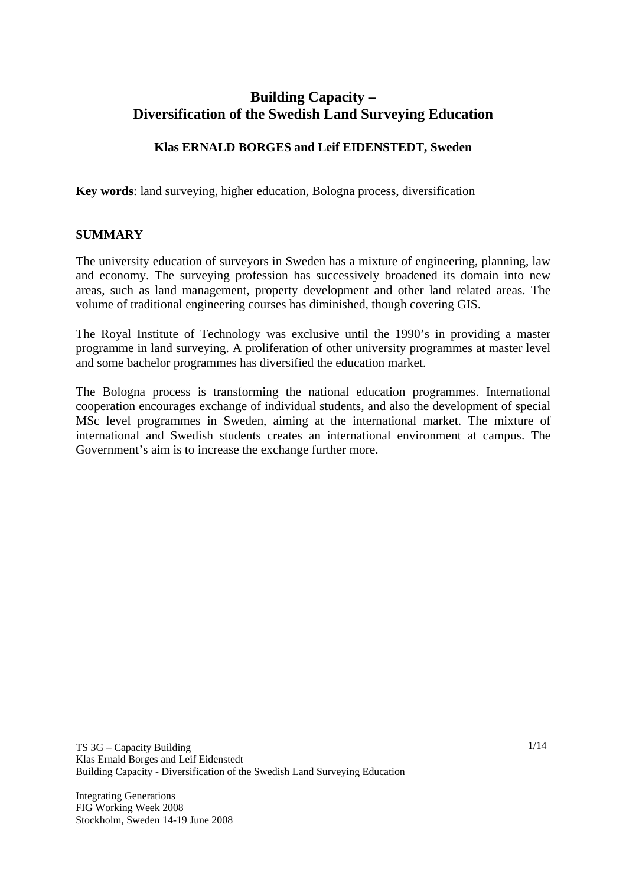# Building Capacity –
# Diversification of the Swedish Land Surveying Education

**Klas ERNALD BORGES and Leif EIDENSTEDT, Sweden**

**Key words**: land surveying, higher education, Bologna process, diversification

## SUMMARY

The university education of surveyors in Sweden has a mixture of engineering, planning, law and economy. The surveying profession has successively broadened its domain into new areas, such as land management, property development and other land related areas. The volume of traditional engineering courses has diminished, though covering GIS.

The Royal Institute of Technology was exclusive until the 1990's in providing a master programme in land surveying. A proliferation of other university programmes at master level and some bachelor programmes has diversified the education market.

The Bologna process is transforming the national education programmes. International cooperation encourages exchange of individual students, and also the development of special MSc level programmes in Sweden, aiming at the international market. The mixture of international and Swedish students creates an international environment at campus. The Government's aim is to increase the exchange further more.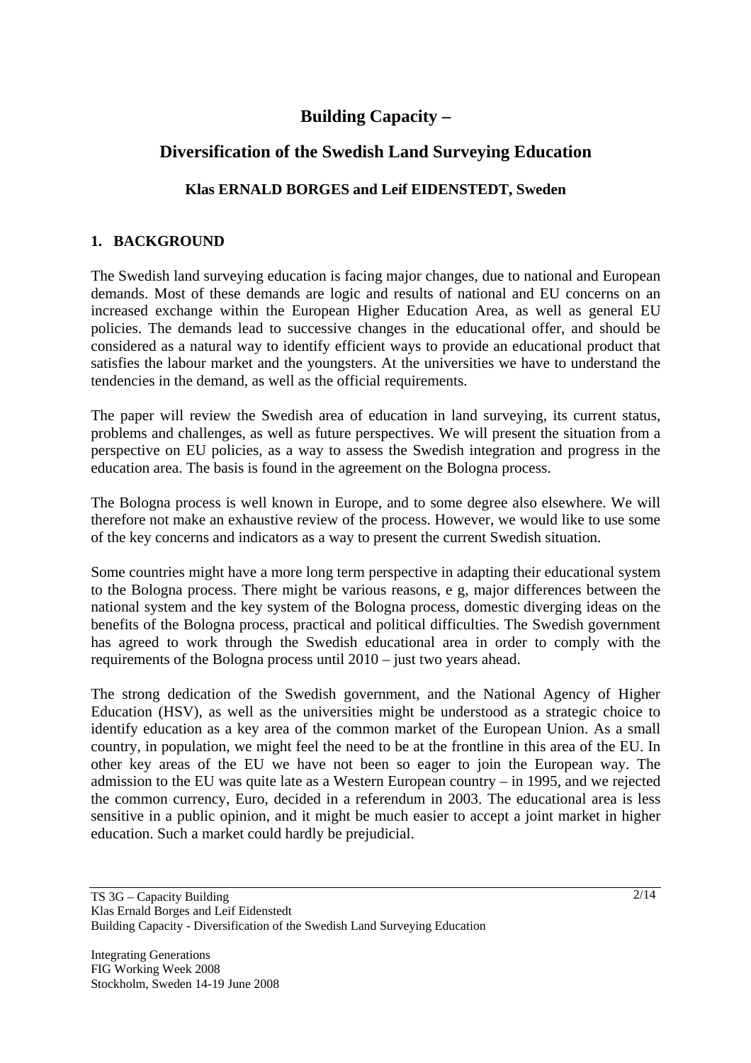# Building Capacity –

# Diversification of the Swedish Land Surveying Education

**Klas ERNALD BORGES and Leif EIDENSTEDT, Sweden**

## 1. BACKGROUND

The Swedish land surveying education is facing major changes, due to national and European demands. Most of these demands are logic and results of national and EU concerns on an increased exchange within the European Higher Education Area, as well as general EU policies. The demands lead to successive changes in the educational offer, and should be considered as a natural way to identify efficient ways to provide an educational product that satisfies the labour market and the youngsters. At the universities we have to understand the tendencies in the demand, as well as the official requirements.

The paper will review the Swedish area of education in land surveying, its current status, problems and challenges, as well as future perspectives. We will present the situation from a perspective on EU policies, as a way to assess the Swedish integration and progress in the education area. The basis is found in the agreement on the Bologna process.

The Bologna process is well known in Europe, and to some degree also elsewhere. We will therefore not make an exhaustive review of the process. However, we would like to use some of the key concerns and indicators as a way to present the current Swedish situation.

Some countries might have a more long term perspective in adapting their educational system to the Bologna process. There might be various reasons, e g, major differences between the national system and the key system of the Bologna process, domestic diverging ideas on the benefits of the Bologna process, practical and political difficulties. The Swedish government has agreed to work through the Swedish educational area in order to comply with the requirements of the Bologna process until 2010 – just two years ahead.

The strong dedication of the Swedish government, and the National Agency of Higher Education (HSV), as well as the universities might be understood as a strategic choice to identify education as a key area of the common market of the European Union. As a small country, in population, we might feel the need to be at the frontline in this area of the EU. In other key areas of the EU we have not been so eager to join the European way. The admission to the EU was quite late as a Western European country – in 1995, and we rejected the common currency, Euro, decided in a referendum in 2003. The educational area is less sensitive in a public opinion, and it might be much easier to accept a joint market in higher education. Such a market could hardly be prejudicial.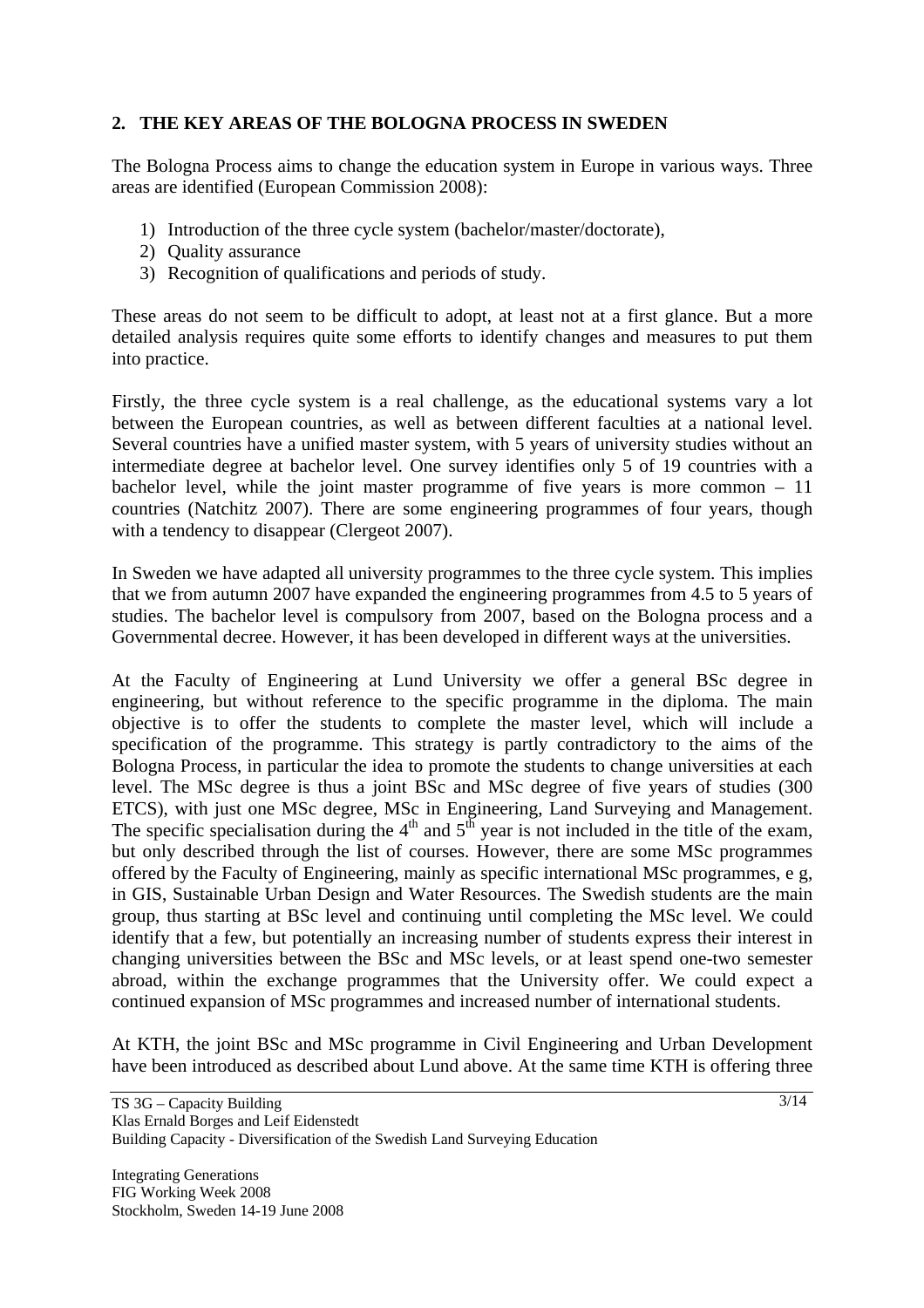## 2. THE KEY AREAS OF THE BOLOGNA PROCESS IN SWEDEN

The Bologna Process aims to change the education system in Europe in various ways. Three areas are identified (European Commission 2008):

1) Introduction of the three cycle system (bachelor/master/doctorate),
2) Quality assurance
3) Recognition of qualifications and periods of study.

These areas do not seem to be difficult to adopt, at least not at a first glance. But a more detailed analysis requires quite some efforts to identify changes and measures to put them into practice.

Firstly, the three cycle system is a real challenge, as the educational systems vary a lot between the European countries, as well as between different faculties at a national level. Several countries have a unified master system, with 5 years of university studies without an intermediate degree at bachelor level. One survey identifies only 5 of 19 countries with a bachelor level, while the joint master programme of five years is more common – 11 countries (Natchitz 2007). There are some engineering programmes of four years, though with a tendency to disappear (Clergeot 2007).

In Sweden we have adapted all university programmes to the three cycle system. This implies that we from autumn 2007 have expanded the engineering programmes from 4.5 to 5 years of studies. The bachelor level is compulsory from 2007, based on the Bologna process and a Governmental decree. However, it has been developed in different ways at the universities.

At the Faculty of Engineering at Lund University we offer a general BSc degree in engineering, but without reference to the specific programme in the diploma. The main objective is to offer the students to complete the master level, which will include a specification of the programme. This strategy is partly contradictory to the aims of the Bologna Process, in particular the idea to promote the students to change universities at each level. The MSc degree is thus a joint BSc and MSc degree of five years of studies (300 ETCS), with just one MSc degree, MSc in Engineering, Land Surveying and Management. The specific specialisation during the 4th and 5th year is not included in the title of the exam, but only described through the list of courses. However, there are some MSc programmes offered by the Faculty of Engineering, mainly as specific international MSc programmes, e g, in GIS, Sustainable Urban Design and Water Resources. The Swedish students are the main group, thus starting at BSc level and continuing until completing the MSc level. We could identify that a few, but potentially an increasing number of students express their interest in changing universities between the BSc and MSc levels, or at least spend one-two semester abroad, within the exchange programmes that the University offer. We could expect a continued expansion of MSc programmes and increased number of international students.

At KTH, the joint BSc and MSc programme in Civil Engineering and Urban Development have been introduced as described about Lund above. At the same time KTH is offering three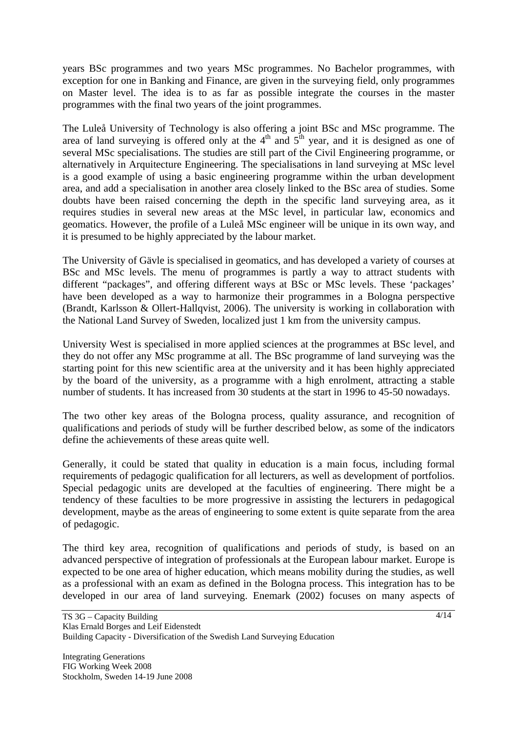years BSc programmes and two years MSc programmes. No Bachelor programmes, with exception for one in Banking and Finance, are given in the surveying field, only programmes on Master level. The idea is to as far as possible integrate the courses in the master programmes with the final two years of the joint programmes.

The Luleå University of Technology is also offering a joint BSc and MSc programme. The area of land surveying is offered only at the 4th and 5th year, and it is designed as one of several MSc specialisations. The studies are still part of the Civil Engineering programme, or alternatively in Arquitecture Engineering. The specialisations in land surveying at MSc level is a good example of using a basic engineering programme within the urban development area, and add a specialisation in another area closely linked to the BSc area of studies. Some doubts have been raised concerning the depth in the specific land surveying area, as it requires studies in several new areas at the MSc level, in particular law, economics and geomatics. However, the profile of a Luleå MSc engineer will be unique in its own way, and it is presumed to be highly appreciated by the labour market.

The University of Gävle is specialised in geomatics, and has developed a variety of courses at BSc and MSc levels. The menu of programmes is partly a way to attract students with different "packages", and offering different ways at BSc or MSc levels. These 'packages' have been developed as a way to harmonize their programmes in a Bologna perspective (Brandt, Karlsson & Ollert-Hallqvist, 2006). The university is working in collaboration with the National Land Survey of Sweden, localized just 1 km from the university campus.

University West is specialised in more applied sciences at the programmes at BSc level, and they do not offer any MSc programme at all. The BSc programme of land surveying was the starting point for this new scientific area at the university and it has been highly appreciated by the board of the university, as a programme with a high enrolment, attracting a stable number of students. It has increased from 30 students at the start in 1996 to 45-50 nowadays.

The two other key areas of the Bologna process, quality assurance, and recognition of qualifications and periods of study will be further described below, as some of the indicators define the achievements of these areas quite well.

Generally, it could be stated that quality in education is a main focus, including formal requirements of pedagogic qualification for all lecturers, as well as development of portfolios. Special pedagogic units are developed at the faculties of engineering. There might be a tendency of these faculties to be more progressive in assisting the lecturers in pedagogical development, maybe as the areas of engineering to some extent is quite separate from the area of pedagogic.

The third key area, recognition of qualifications and periods of study, is based on an advanced perspective of integration of professionals at the European labour market. Europe is expected to be one area of higher education, which means mobility during the studies, as well as a professional with an exam as defined in the Bologna process. This integration has to be developed in our area of land surveying. Enemark (2002) focuses on many aspects of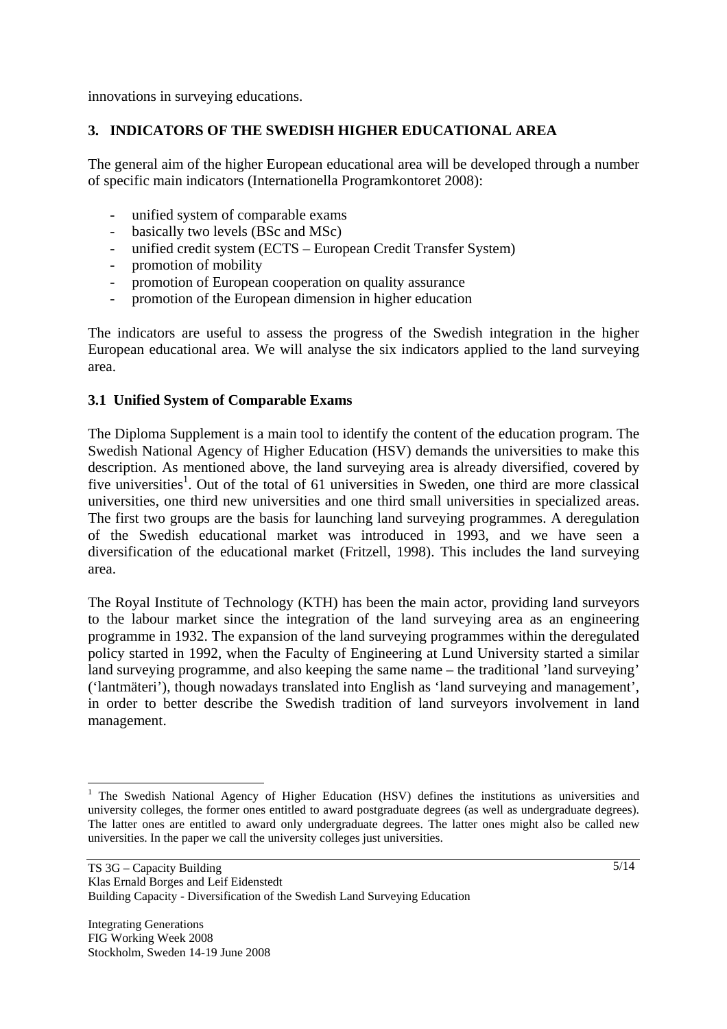innovations in surveying educations.

## 3. INDICATORS OF THE SWEDISH HIGHER EDUCATIONAL AREA

The general aim of the higher European educational area will be developed through a number of specific main indicators (Internationella Programkontoret 2008):

- unified system of comparable exams
- basically two levels (BSc and MSc)
- unified credit system (ECTS – European Credit Transfer System)
- promotion of mobility
- promotion of European cooperation on quality assurance
- promotion of the European dimension in higher education

The indicators are useful to assess the progress of the Swedish integration in the higher European educational area. We will analyse the six indicators applied to the land surveying area.

### 3.1 Unified System of Comparable Exams

The Diploma Supplement is a main tool to identify the content of the education program. The Swedish National Agency of Higher Education (HSV) demands the universities to make this description. As mentioned above, the land surveying area is already diversified, covered by five universities[1]. Out of the total of 61 universities in Sweden, one third are more classical universities, one third new universities and one third small universities in specialized areas. The first two groups are the basis for launching land surveying programmes. A deregulation of the Swedish educational market was introduced in 1993, and we have seen a diversification of the educational market (Fritzell, 1998). This includes the land surveying area.

The Royal Institute of Technology (KTH) has been the main actor, providing land surveyors to the labour market since the integration of the land surveying area as an engineering programme in 1932. The expansion of the land surveying programmes within the deregulated policy started in 1992, when the Faculty of Engineering at Lund University started a similar land surveying programme, and also keeping the same name – the traditional 'land surveying' ('lantmäteri'), though nowadays translated into English as 'land surveying and management', in order to better describe the Swedish tradition of land surveyors involvement in land management.

[1] The Swedish National Agency of Higher Education (HSV) defines the institutions as universities and university colleges, the former ones entitled to award postgraduate degrees (as well as undergraduate degrees). The latter ones are entitled to award only undergraduate degrees. The latter ones might also be called new universities. In the paper we call the university colleges just universities.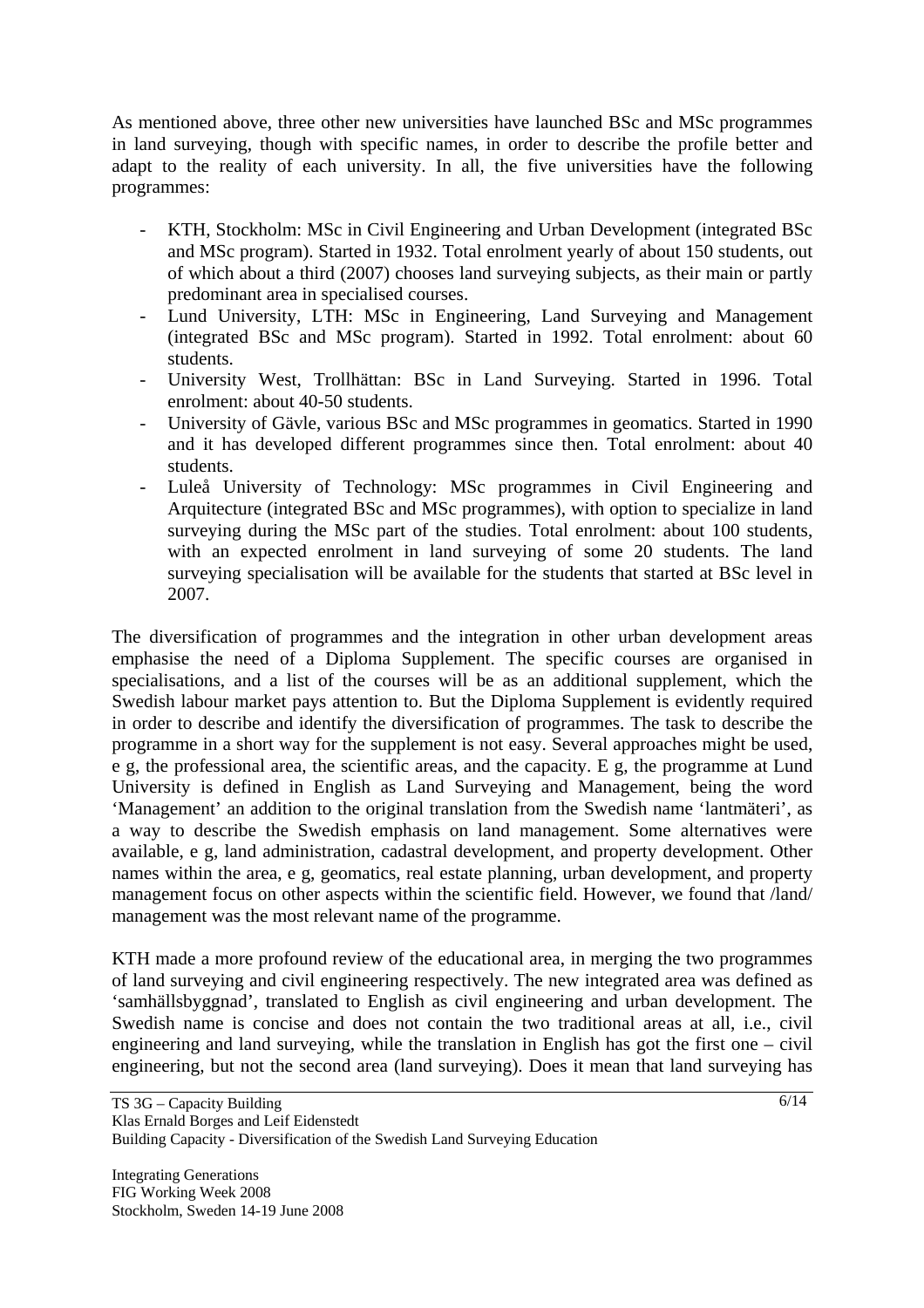As mentioned above, three other new universities have launched BSc and MSc programmes in land surveying, though with specific names, in order to describe the profile better and adapt to the reality of each university. In all, the five universities have the following programmes:

- KTH, Stockholm: MSc in Civil Engineering and Urban Development (integrated BSc and MSc program). Started in 1932. Total enrolment yearly of about 150 students, out of which about a third (2007) chooses land surveying subjects, as their main or partly predominant area in specialised courses.
- Lund University, LTH: MSc in Engineering, Land Surveying and Management (integrated BSc and MSc program). Started in 1992. Total enrolment: about 60 students.
- University West, Trollhättan: BSc in Land Surveying. Started in 1996. Total enrolment: about 40-50 students.
- University of Gävle, various BSc and MSc programmes in geomatics. Started in 1990 and it has developed different programmes since then. Total enrolment: about 40 students.
- Luleå University of Technology: MSc programmes in Civil Engineering and Arquitecture (integrated BSc and MSc programmes), with option to specialize in land surveying during the MSc part of the studies. Total enrolment: about 100 students, with an expected enrolment in land surveying of some 20 students. The land surveying specialisation will be available for the students that started at BSc level in 2007.

The diversification of programmes and the integration in other urban development areas emphasise the need of a Diploma Supplement. The specific courses are organised in specialisations, and a list of the courses will be as an additional supplement, which the Swedish labour market pays attention to. But the Diploma Supplement is evidently required in order to describe and identify the diversification of programmes. The task to describe the programme in a short way for the supplement is not easy. Several approaches might be used, e g, the professional area, the scientific areas, and the capacity. E g, the programme at Lund University is defined in English as Land Surveying and Management, being the word 'Management' an addition to the original translation from the Swedish name 'lantmäteri', as a way to describe the Swedish emphasis on land management. Some alternatives were available, e g, land administration, cadastral development, and property development. Other names within the area, e g, geomatics, real estate planning, urban development, and property management focus on other aspects within the scientific field. However, we found that /land/ management was the most relevant name of the programme.

KTH made a more profound review of the educational area, in merging the two programmes of land surveying and civil engineering respectively. The new integrated area was defined as 'samhällsbyggnad', translated to English as civil engineering and urban development. The Swedish name is concise and does not contain the two traditional areas at all, i.e., civil engineering and land surveying, while the translation in English has got the first one – civil engineering, but not the second area (land surveying). Does it mean that land surveying has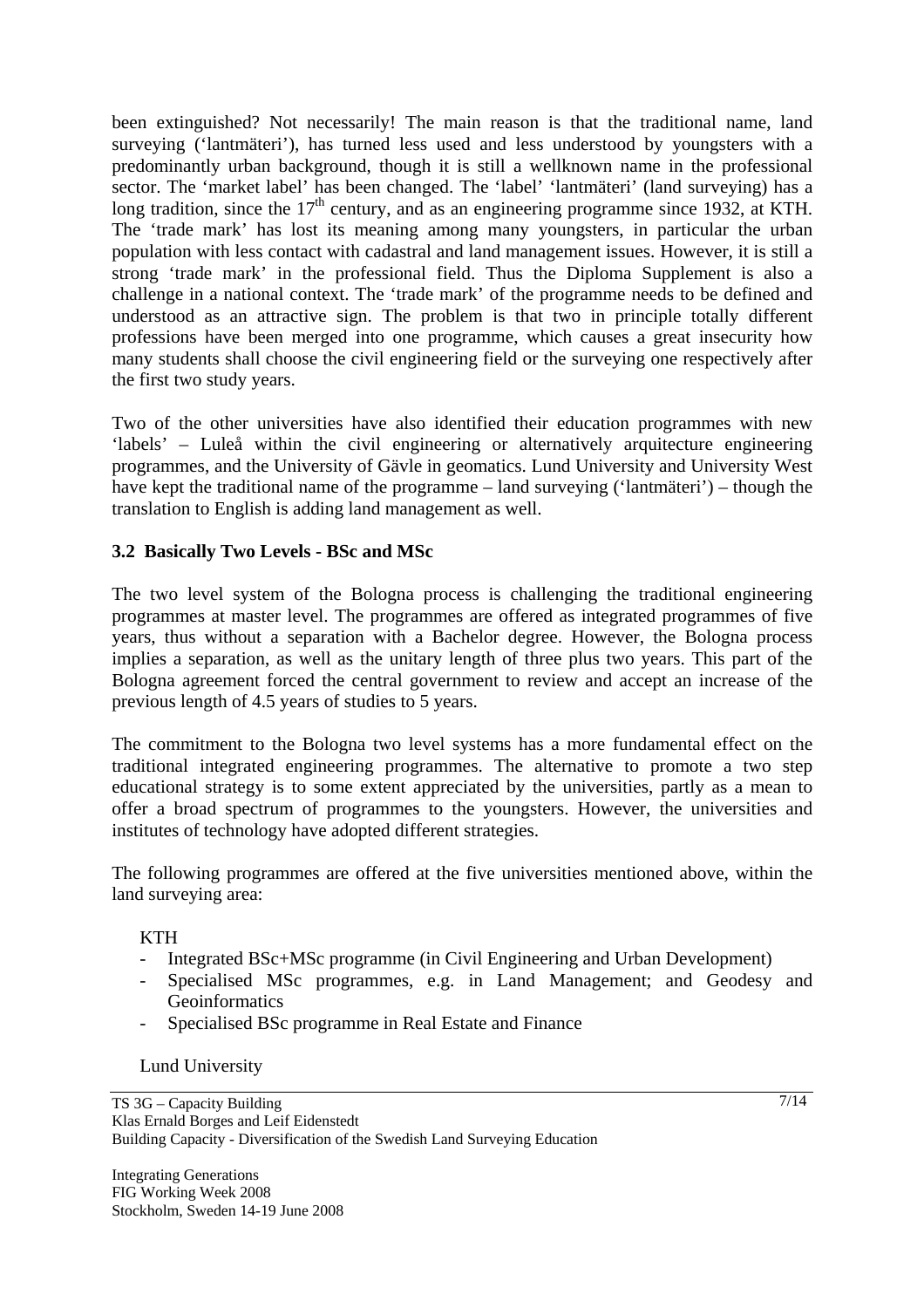been extinguished? Not necessarily! The main reason is that the traditional name, land surveying ('lantmäteri'), has turned less used and less understood by youngsters with a predominantly urban background, though it is still a wellknown name in the professional sector. The 'market label' has been changed. The 'label' 'lantmäteri' (land surveying) has a long tradition, since the 17th century, and as an engineering programme since 1932, at KTH. The 'trade mark' has lost its meaning among many youngsters, in particular the urban population with less contact with cadastral and land management issues. However, it is still a strong 'trade mark' in the professional field. Thus the Diploma Supplement is also a challenge in a national context. The 'trade mark' of the programme needs to be defined and understood as an attractive sign. The problem is that two in principle totally different professions have been merged into one programme, which causes a great insecurity how many students shall choose the civil engineering field or the surveying one respectively after the first two study years.

Two of the other universities have also identified their education programmes with new 'labels' – Luleå within the civil engineering or alternatively arquitecture engineering programmes, and the University of Gävle in geomatics. Lund University and University West have kept the traditional name of the programme – land surveying ('lantmäteri') – though the translation to English is adding land management as well.

### 3.2 Basically Two Levels - BSc and MSc

The two level system of the Bologna process is challenging the traditional engineering programmes at master level. The programmes are offered as integrated programmes of five years, thus without a separation with a Bachelor degree. However, the Bologna process implies a separation, as well as the unitary length of three plus two years. This part of the Bologna agreement forced the central government to review and accept an increase of the previous length of 4.5 years of studies to 5 years.

The commitment to the Bologna two level systems has a more fundamental effect on the traditional integrated engineering programmes. The alternative to promote a two step educational strategy is to some extent appreciated by the universities, partly as a mean to offer a broad spectrum of programmes to the youngsters. However, the universities and institutes of technology have adopted different strategies.

The following programmes are offered at the five universities mentioned above, within the land surveying area:

KTH

- Integrated BSc+MSc programme (in Civil Engineering and Urban Development)
- Specialised MSc programmes, e.g. in Land Management; and Geodesy and Geoinformatics
- Specialised BSc programme in Real Estate and Finance

Lund University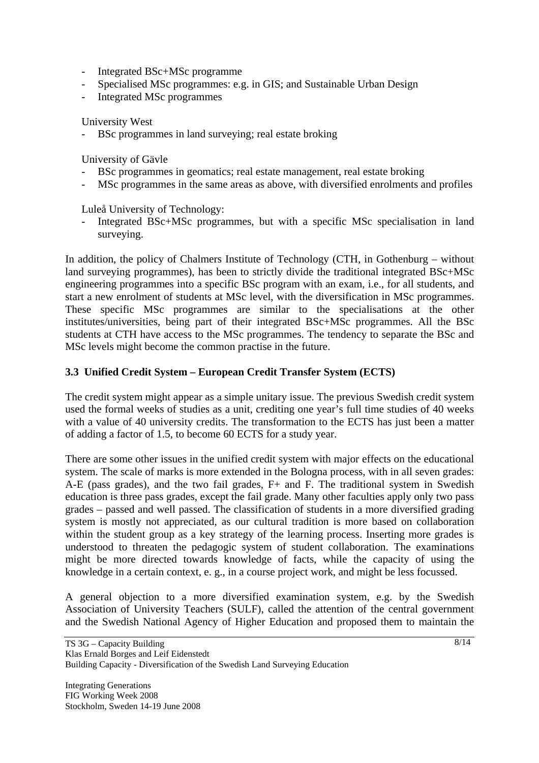- Integrated BSc+MSc programme
- Specialised MSc programmes: e.g. in GIS; and Sustainable Urban Design
- Integrated MSc programmes

University West

- BSc programmes in land surveying; real estate broking

University of Gävle

- BSc programmes in geomatics; real estate management, real estate broking
- MSc programmes in the same areas as above, with diversified enrolments and profiles

Luleå University of Technology:

- Integrated BSc+MSc programmes, but with a specific MSc specialisation in land surveying.

In addition, the policy of Chalmers Institute of Technology (CTH, in Gothenburg – without land surveying programmes), has been to strictly divide the traditional integrated BSc+MSc engineering programmes into a specific BSc program with an exam, i.e., for all students, and start a new enrolment of students at MSc level, with the diversification in MSc programmes. These specific MSc programmes are similar to the specialisations at the other institutes/universities, being part of their integrated BSc+MSc programmes. All the BSc students at CTH have access to the MSc programmes. The tendency to separate the BSc and MSc levels might become the common practise in the future.

### 3.3 Unified Credit System – European Credit Transfer System (ECTS)

The credit system might appear as a simple unitary issue. The previous Swedish credit system used the formal weeks of studies as a unit, crediting one year's full time studies of 40 weeks with a value of 40 university credits. The transformation to the ECTS has just been a matter of adding a factor of 1.5, to become 60 ECTS for a study year.

There are some other issues in the unified credit system with major effects on the educational system. The scale of marks is more extended in the Bologna process, with in all seven grades: A-E (pass grades), and the two fail grades, F+ and F. The traditional system in Swedish education is three pass grades, except the fail grade. Many other faculties apply only two pass grades – passed and well passed. The classification of students in a more diversified grading system is mostly not appreciated, as our cultural tradition is more based on collaboration within the student group as a key strategy of the learning process. Inserting more grades is understood to threaten the pedagogic system of student collaboration. The examinations might be more directed towards knowledge of facts, while the capacity of using the knowledge in a certain context, e. g., in a course project work, and might be less focussed.

A general objection to a more diversified examination system, e.g. by the Swedish Association of University Teachers (SULF), called the attention of the central government and the Swedish National Agency of Higher Education and proposed them to maintain the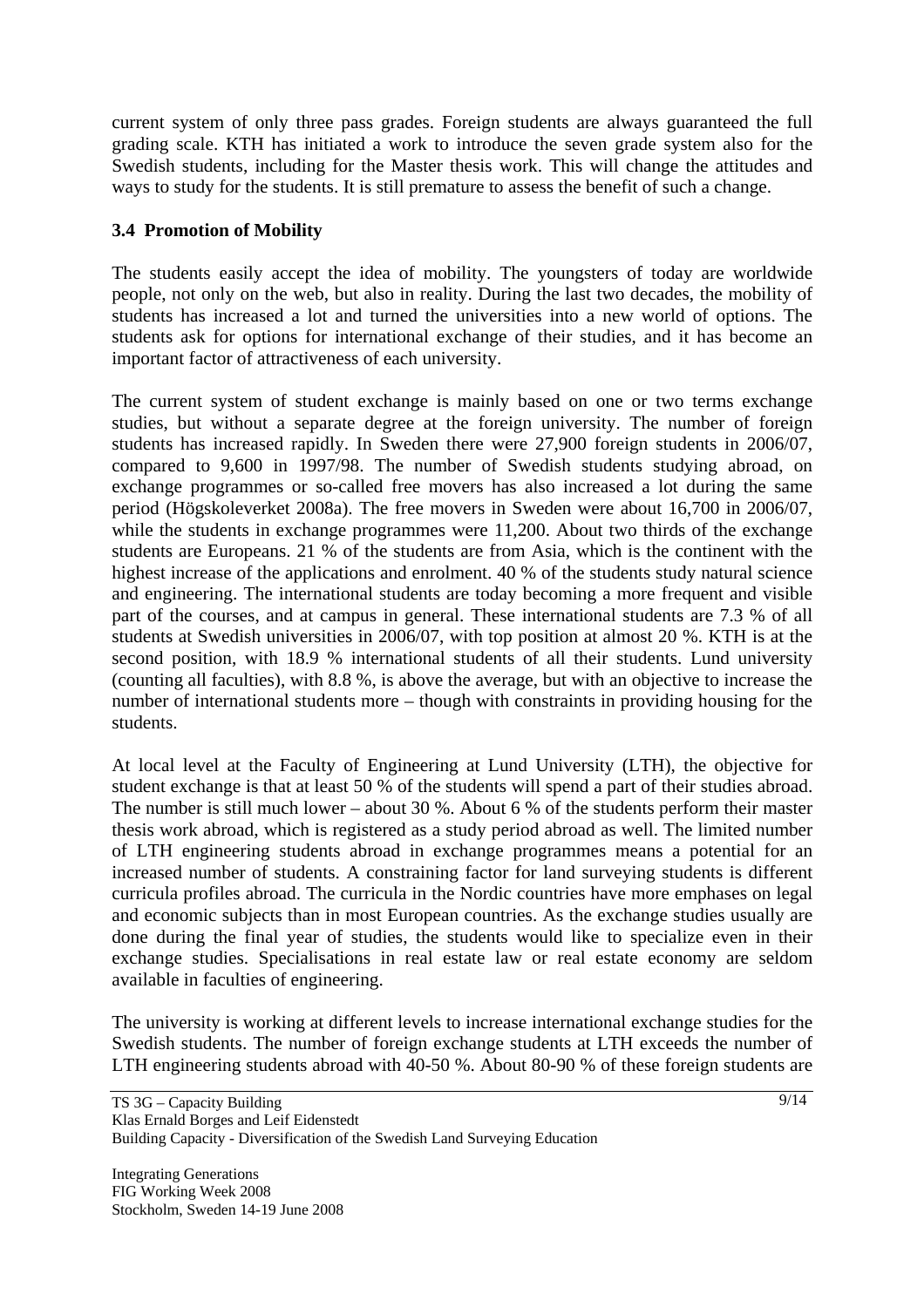current system of only three pass grades. Foreign students are always guaranteed the full grading scale. KTH has initiated a work to introduce the seven grade system also for the Swedish students, including for the Master thesis work. This will change the attitudes and ways to study for the students. It is still premature to assess the benefit of such a change.

### 3.4 Promotion of Mobility

The students easily accept the idea of mobility. The youngsters of today are worldwide people, not only on the web, but also in reality. During the last two decades, the mobility of students has increased a lot and turned the universities into a new world of options. The students ask for options for international exchange of their studies, and it has become an important factor of attractiveness of each university.

The current system of student exchange is mainly based on one or two terms exchange studies, but without a separate degree at the foreign university. The number of foreign students has increased rapidly. In Sweden there were 27,900 foreign students in 2006/07, compared to 9,600 in 1997/98. The number of Swedish students studying abroad, on exchange programmes or so-called free movers has also increased a lot during the same period (Högskoleverket 2008a). The free movers in Sweden were about 16,700 in 2006/07, while the students in exchange programmes were 11,200. About two thirds of the exchange students are Europeans. 21 % of the students are from Asia, which is the continent with the highest increase of the applications and enrolment. 40 % of the students study natural science and engineering. The international students are today becoming a more frequent and visible part of the courses, and at campus in general. These international students are 7.3 % of all students at Swedish universities in 2006/07, with top position at almost 20 %. KTH is at the second position, with 18.9 % international students of all their students. Lund university (counting all faculties), with 8.8 %, is above the average, but with an objective to increase the number of international students more – though with constraints in providing housing for the students.

At local level at the Faculty of Engineering at Lund University (LTH), the objective for student exchange is that at least 50 % of the students will spend a part of their studies abroad. The number is still much lower – about 30 %. About 6 % of the students perform their master thesis work abroad, which is registered as a study period abroad as well. The limited number of LTH engineering students abroad in exchange programmes means a potential for an increased number of students. A constraining factor for land surveying students is different curricula profiles abroad. The curricula in the Nordic countries have more emphases on legal and economic subjects than in most European countries. As the exchange studies usually are done during the final year of studies, the students would like to specialize even in their exchange studies. Specialisations in real estate law or real estate economy are seldom available in faculties of engineering.

The university is working at different levels to increase international exchange studies for the Swedish students. The number of foreign exchange students at LTH exceeds the number of LTH engineering students abroad with 40-50 %. About 80-90 % of these foreign students are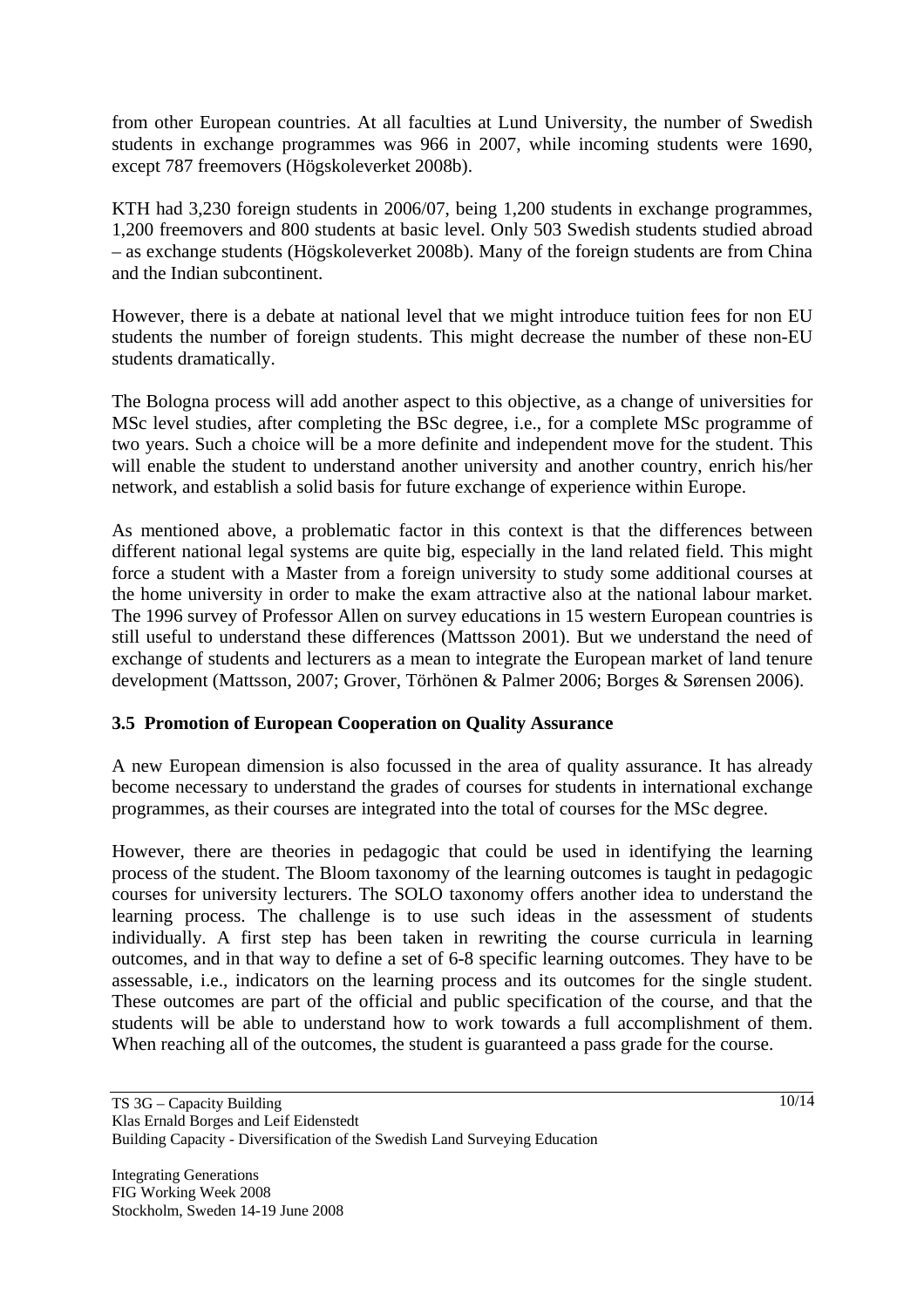from other European countries. At all faculties at Lund University, the number of Swedish students in exchange programmes was 966 in 2007, while incoming students were 1690, except 787 freemovers (Högskoleverket 2008b).

KTH had 3,230 foreign students in 2006/07, being 1,200 students in exchange programmes, 1,200 freemovers and 800 students at basic level. Only 503 Swedish students studied abroad – as exchange students (Högskoleverket 2008b). Many of the foreign students are from China and the Indian subcontinent.

However, there is a debate at national level that we might introduce tuition fees for non EU students the number of foreign students. This might decrease the number of these non-EU students dramatically.

The Bologna process will add another aspect to this objective, as a change of universities for MSc level studies, after completing the BSc degree, i.e., for a complete MSc programme of two years. Such a choice will be a more definite and independent move for the student. This will enable the student to understand another university and another country, enrich his/her network, and establish a solid basis for future exchange of experience within Europe.

As mentioned above, a problematic factor in this context is that the differences between different national legal systems are quite big, especially in the land related field. This might force a student with a Master from a foreign university to study some additional courses at the home university in order to make the exam attractive also at the national labour market. The 1996 survey of Professor Allen on survey educations in 15 western European countries is still useful to understand these differences (Mattsson 2001). But we understand the need of exchange of students and lecturers as a mean to integrate the European market of land tenure development (Mattsson, 2007; Grover, Törhönen & Palmer 2006; Borges & Sørensen 2006).

### 3.5 Promotion of European Cooperation on Quality Assurance

A new European dimension is also focussed in the area of quality assurance. It has already become necessary to understand the grades of courses for students in international exchange programmes, as their courses are integrated into the total of courses for the MSc degree.

However, there are theories in pedagogic that could be used in identifying the learning process of the student. The Bloom taxonomy of the learning outcomes is taught in pedagogic courses for university lecturers. The SOLO taxonomy offers another idea to understand the learning process. The challenge is to use such ideas in the assessment of students individually. A first step has been taken in rewriting the course curricula in learning outcomes, and in that way to define a set of 6-8 specific learning outcomes. They have to be assessable, i.e., indicators on the learning process and its outcomes for the single student. These outcomes are part of the official and public specification of the course, and that the students will be able to understand how to work towards a full accomplishment of them. When reaching all of the outcomes, the student is guaranteed a pass grade for the course.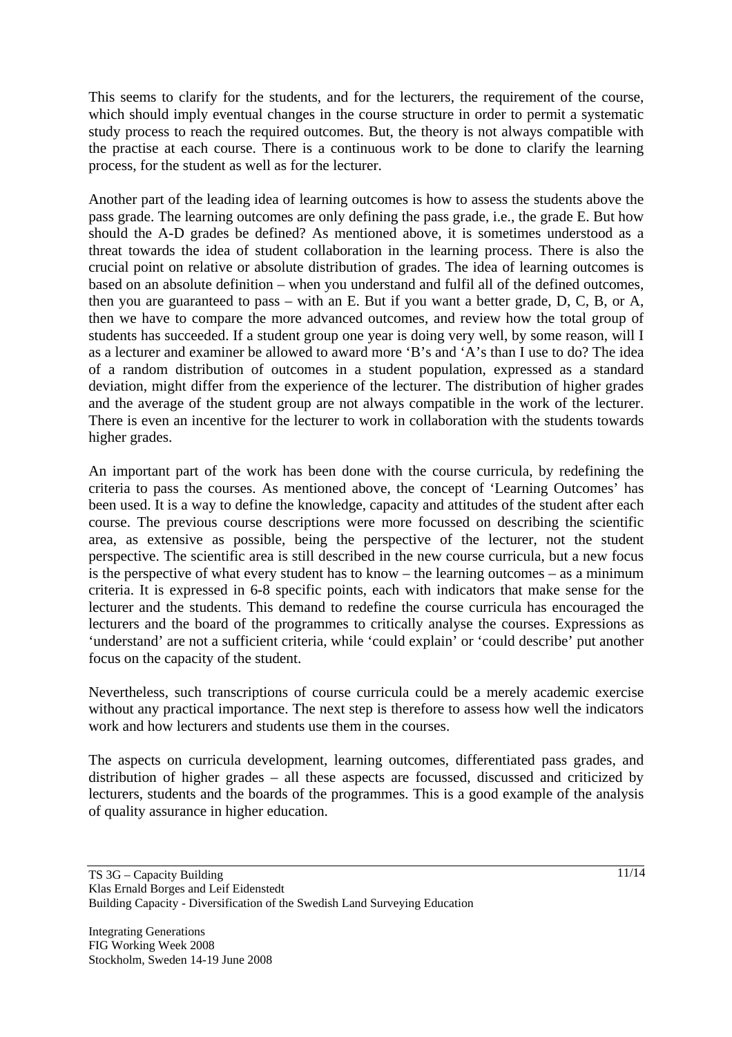This seems to clarify for the students, and for the lecturers, the requirement of the course, which should imply eventual changes in the course structure in order to permit a systematic study process to reach the required outcomes. But, the theory is not always compatible with the practise at each course. There is a continuous work to be done to clarify the learning process, for the student as well as for the lecturer.

Another part of the leading idea of learning outcomes is how to assess the students above the pass grade. The learning outcomes are only defining the pass grade, i.e., the grade E. But how should the A-D grades be defined? As mentioned above, it is sometimes understood as a threat towards the idea of student collaboration in the learning process. There is also the crucial point on relative or absolute distribution of grades. The idea of learning outcomes is based on an absolute definition – when you understand and fulfil all of the defined outcomes, then you are guaranteed to pass – with an E. But if you want a better grade, D, C, B, or A, then we have to compare the more advanced outcomes, and review how the total group of students has succeeded. If a student group one year is doing very well, by some reason, will I as a lecturer and examiner be allowed to award more 'B's and 'A's than I use to do? The idea of a random distribution of outcomes in a student population, expressed as a standard deviation, might differ from the experience of the lecturer. The distribution of higher grades and the average of the student group are not always compatible in the work of the lecturer. There is even an incentive for the lecturer to work in collaboration with the students towards higher grades.

An important part of the work has been done with the course curricula, by redefining the criteria to pass the courses. As mentioned above, the concept of 'Learning Outcomes' has been used. It is a way to define the knowledge, capacity and attitudes of the student after each course. The previous course descriptions were more focussed on describing the scientific area, as extensive as possible, being the perspective of the lecturer, not the student perspective. The scientific area is still described in the new course curricula, but a new focus is the perspective of what every student has to know – the learning outcomes – as a minimum criteria. It is expressed in 6-8 specific points, each with indicators that make sense for the lecturer and the students. This demand to redefine the course curricula has encouraged the lecturers and the board of the programmes to critically analyse the courses. Expressions as 'understand' are not a sufficient criteria, while 'could explain' or 'could describe' put another focus on the capacity of the student.

Nevertheless, such transcriptions of course curricula could be a merely academic exercise without any practical importance. The next step is therefore to assess how well the indicators work and how lecturers and students use them in the courses.

The aspects on curricula development, learning outcomes, differentiated pass grades, and distribution of higher grades – all these aspects are focussed, discussed and criticized by lecturers, students and the boards of the programmes. This is a good example of the analysis of quality assurance in higher education.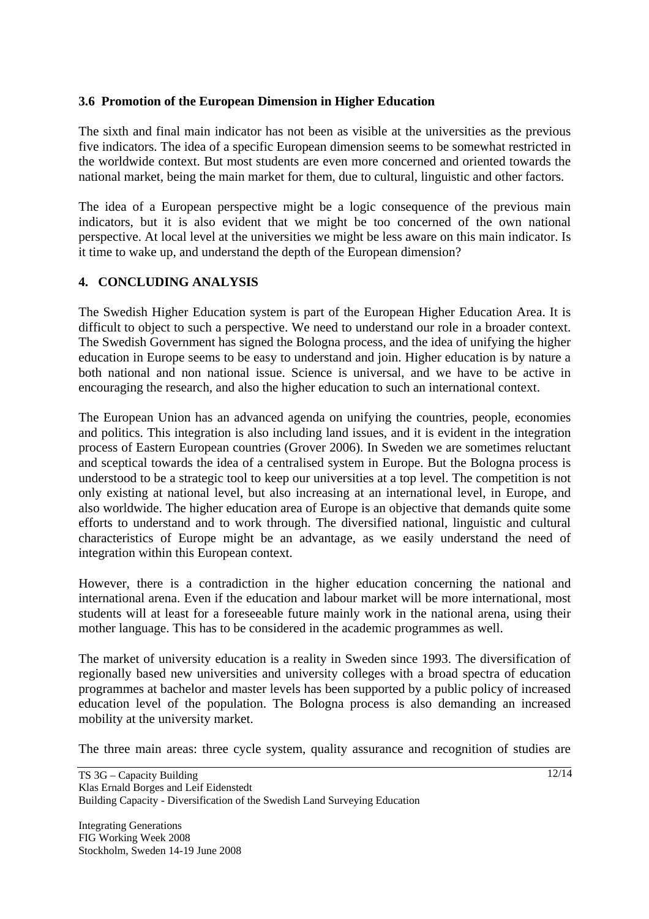### 3.6 Promotion of the European Dimension in Higher Education

The sixth and final main indicator has not been as visible at the universities as the previous five indicators. The idea of a specific European dimension seems to be somewhat restricted in the worldwide context. But most students are even more concerned and oriented towards the national market, being the main market for them, due to cultural, linguistic and other factors.

The idea of a European perspective might be a logic consequence of the previous main indicators, but it is also evident that we might be too concerned of the own national perspective. At local level at the universities we might be less aware on this main indicator. Is it time to wake up, and understand the depth of the European dimension?

## 4. CONCLUDING ANALYSIS

The Swedish Higher Education system is part of the European Higher Education Area. It is difficult to object to such a perspective. We need to understand our role in a broader context. The Swedish Government has signed the Bologna process, and the idea of unifying the higher education in Europe seems to be easy to understand and join. Higher education is by nature a both national and non national issue. Science is universal, and we have to be active in encouraging the research, and also the higher education to such an international context.

The European Union has an advanced agenda on unifying the countries, people, economies and politics. This integration is also including land issues, and it is evident in the integration process of Eastern European countries (Grover 2006). In Sweden we are sometimes reluctant and sceptical towards the idea of a centralised system in Europe. But the Bologna process is understood to be a strategic tool to keep our universities at a top level. The competition is not only existing at national level, but also increasing at an international level, in Europe, and also worldwide. The higher education area of Europe is an objective that demands quite some efforts to understand and to work through. The diversified national, linguistic and cultural characteristics of Europe might be an advantage, as we easily understand the need of integration within this European context.

However, there is a contradiction in the higher education concerning the national and international arena. Even if the education and labour market will be more international, most students will at least for a foreseeable future mainly work in the national arena, using their mother language. This has to be considered in the academic programmes as well.

The market of university education is a reality in Sweden since 1993. The diversification of regionally based new universities and university colleges with a broad spectra of education programmes at bachelor and master levels has been supported by a public policy of increased education level of the population. The Bologna process is also demanding an increased mobility at the university market.

The three main areas: three cycle system, quality assurance and recognition of studies are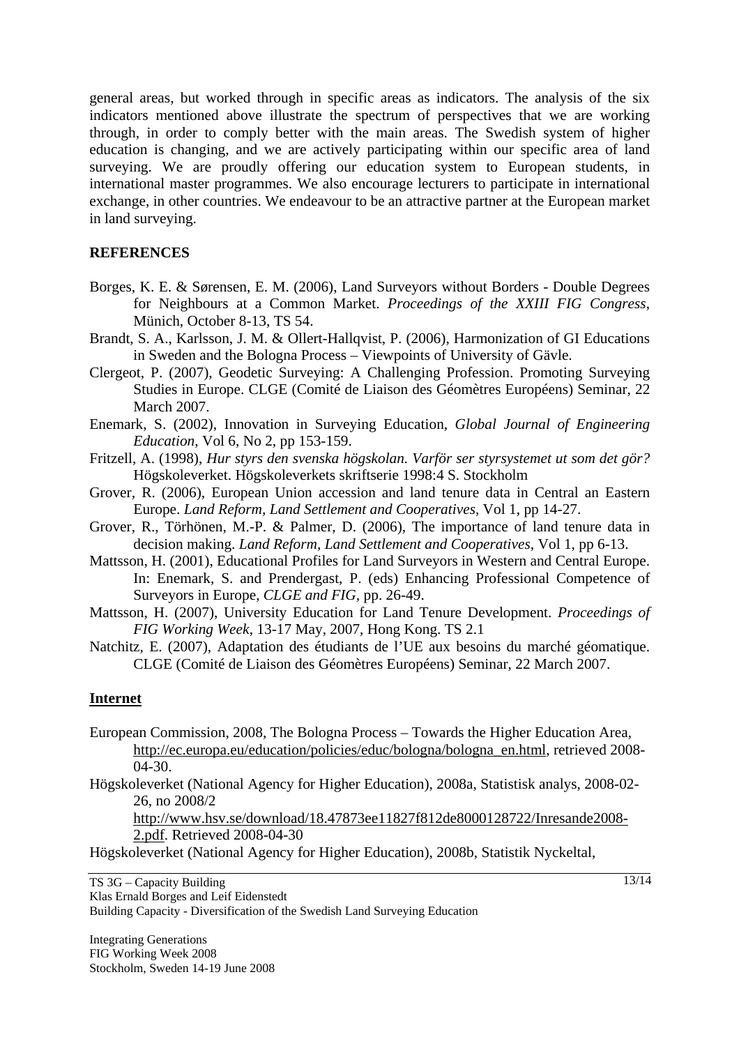general areas, but worked through in specific areas as indicators. The analysis of the six indicators mentioned above illustrate the spectrum of perspectives that we are working through, in order to comply better with the main areas. The Swedish system of higher education is changing, and we are actively participating within our specific area of land surveying. We are proudly offering our education system to European students, in international master programmes. We also encourage lecturers to participate in international exchange, in other countries. We endeavour to be an attractive partner at the European market in land surveying.

## REFERENCES

Borges, K. E. & Sørensen, E. M. (2006), Land Surveyors without Borders - Double Degrees for Neighbours at a Common Market. *Proceedings of the XXIII FIG Congress*, Münich, October 8-13, TS 54.

Brandt, S. A., Karlsson, J. M. & Ollert-Hallqvist, P. (2006), Harmonization of GI Educations in Sweden and the Bologna Process – Viewpoints of University of Gävle.

Clergeot, P. (2007), Geodetic Surveying: A Challenging Profession. Promoting Surveying Studies in Europe. CLGE (Comité de Liaison des Géomètres Européens) Seminar, 22 March 2007.

Enemark, S. (2002), Innovation in Surveying Education, *Global Journal of Engineering Education*, Vol 6, No 2, pp 153-159.

Fritzell, A. (1998), *Hur styrs den svenska högskolan. Varför ser styrsystemet ut som det gör?* Högskoleverket. Högskoleverkets skriftserie 1998:4 S. Stockholm

Grover, R. (2006), European Union accession and land tenure data in Central an Eastern Europe. *Land Reform, Land Settlement and Cooperatives*, Vol 1, pp 14-27.

Grover, R., Törhönen, M.-P. & Palmer, D. (2006), The importance of land tenure data in decision making. *Land Reform, Land Settlement and Cooperatives*, Vol 1, pp 6-13.

Mattsson, H. (2001), Educational Profiles for Land Surveyors in Western and Central Europe. In: Enemark, S. and Prendergast, P. (eds) Enhancing Professional Competence of Surveyors in Europe, *CLGE and FIG*, pp. 26-49.

Mattsson, H. (2007), University Education for Land Tenure Development. *Proceedings of FIG Working Week*, 13-17 May, 2007, Hong Kong. TS 2.1

Natchitz, E. (2007), Adaptation des étudiants de l'UE aux besoins du marché géomatique. CLGE (Comité de Liaison des Géomètres Européens) Seminar, 22 March 2007.

### Internet

European Commission, 2008, The Bologna Process – Towards the Higher Education Area, http://ec.europa.eu/education/policies/educ/bologna/bologna_en.html, retrieved 2008-04-30.

Högskoleverket (National Agency for Higher Education), 2008a, Statistisk analys, 2008-02-26, no 2008/2 http://www.hsv.se/download/18.47873ee11827f812de8000128722/Inresande2008-2.pdf. Retrieved 2008-04-30

Högskoleverket (National Agency for Higher Education), 2008b, Statistik Nyckeltal,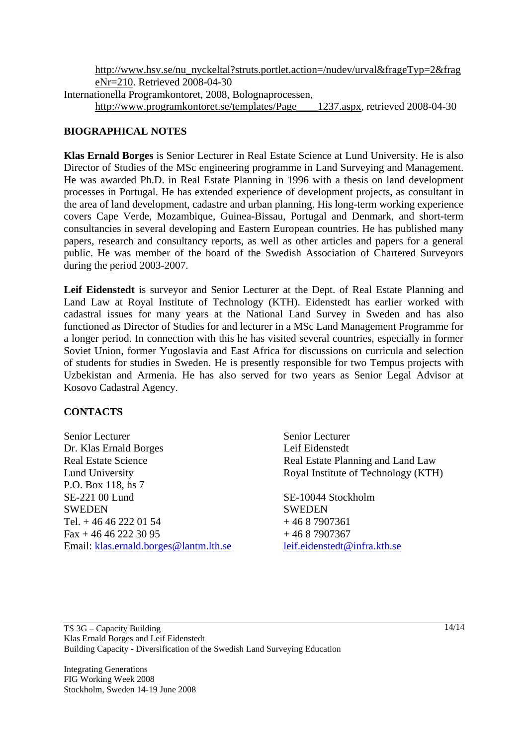http://www.hsv.se/nu_nyckeltal?struts.portlet.action=/nudev/urval&frageTyp=2&fragеNr=210. Retrieved 2008-04-30

Internationella Programkontoret, 2008, Bolognaprocessen, http://www.programkontoret.se/templates/Page____1237.aspx, retrieved 2008-04-30

## BIOGRAPHICAL NOTES

**Klas Ernald Borges** is Senior Lecturer in Real Estate Science at Lund University. He is also Director of Studies of the MSc engineering programme in Land Surveying and Management. He was awarded Ph.D. in Real Estate Planning in 1996 with a thesis on land development processes in Portugal. He has extended experience of development projects, as consultant in the area of land development, cadastre and urban planning. His long-term working experience covers Cape Verde, Mozambique, Guinea-Bissau, Portugal and Denmark, and short-term consultancies in several developing and Eastern European countries. He has published many papers, research and consultancy reports, as well as other articles and papers for a general public. He was member of the board of the Swedish Association of Chartered Surveyors during the period 2003-2007.

**Leif Eidenstedt** is surveyor and Senior Lecturer at the Dept. of Real Estate Planning and Land Law at Royal Institute of Technology (KTH). Eidenstedt has earlier worked with cadastral issues for many years at the National Land Survey in Sweden and has also functioned as Director of Studies for and lecturer in a MSc Land Management Programme for a longer period. In connection with this he has visited several countries, especially in former Soviet Union, former Yugoslavia and East Africa for discussions on curricula and selection of students for studies in Sweden. He is presently responsible for two Tempus projects with Uzbekistan and Armenia. He has also served for two years as Senior Legal Advisor at Kosovo Cadastral Agency.

## CONTACTS

Senior Lecturer
Dr. Klas Ernald Borges
Real Estate Science
Lund University
P.O. Box 118, hs 7
SE-221 00 Lund
SWEDEN
Tel. + 46 46 222 01 54
Fax + 46 46 222 30 95
Email: klas.ernald.borges@lantm.lth.se

Senior Lecturer
Leif Eidenstedt
Real Estate Planning and Land Law
Royal Institute of Technology (KTH)

SE-10044 Stockholm
SWEDEN
+ 46 8 7907361
+ 46 8 7907367
leif.eidenstedt@infra.kth.se